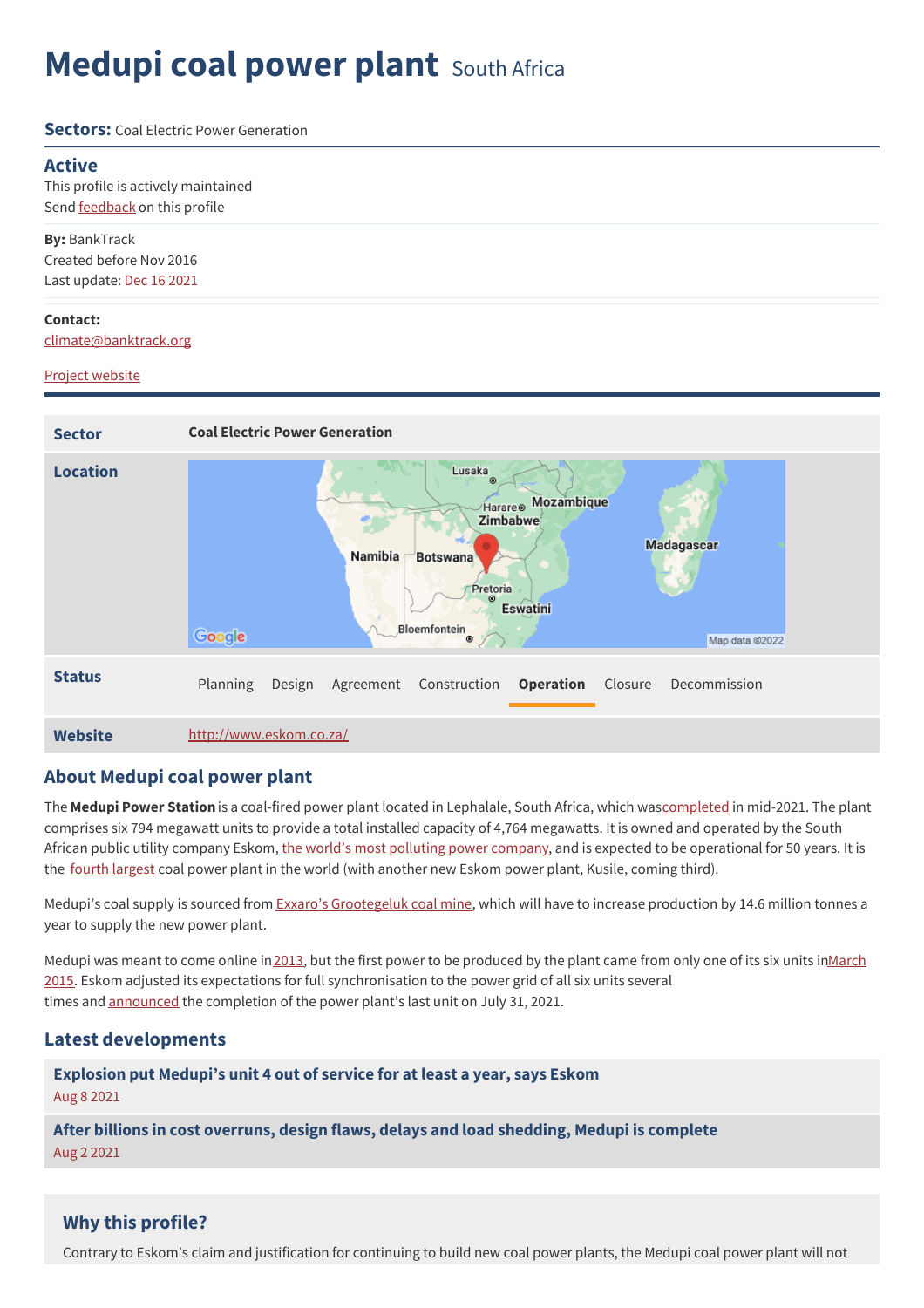# Medupi coal power plant South Africa

**Sectors:** Coal Electric Power Generation

## Active

This profile is actively maintained
Send feedback on this profile

**By:** BankTrack
Created before Nov 2016
Last update: Dec 16 2021

**Contact:**
climate@banktrack.org

Project website

| | |
|---|---|
| **Sector** | **Coal Electric Power Generation** |
| **Location** | |
| **Status** | Planning · Design · Agreement · Construction · **Operation** · Closure · Decommission |
| **Website** | http://www.eskom.co.za/ |

## About Medupi coal power plant

The **Medupi Power Station** is a coal-fired power plant located in Lephalale, South Africa, which was completed in mid-2021. The plant comprises six 794 megawatt units to provide a total installed capacity of 4,764 megawatts. It is owned and operated by the South African public utility company Eskom, the world's most polluting power company, and is expected to be operational for 50 years. It is the fourth largest coal power plant in the world (with another new Eskom power plant, Kusile, coming third).

Medupi's coal supply is sourced from Exxaro's Grootegeluk coal mine, which will have to increase production by 14.6 million tonnes a year to supply the new power plant.

Medupi was meant to come online in 2013, but the first power to be produced by the plant came from only one of its six units in March 2015. Eskom adjusted its expectations for full synchronisation to the power grid of all six units several times and announced the completion of the power plant's last unit on July 31, 2021.

## Latest developments

**Explosion put Medupi's unit 4 out of service for at least a year, says Eskom**
Aug 8 2021

**After billions in cost overruns, design flaws, delays and load shedding, Medupi is complete**
Aug 2 2021

### Why this profile?

Contrary to Eskom's claim and justification for continuing to build new coal power plants, the Medupi coal power plant will not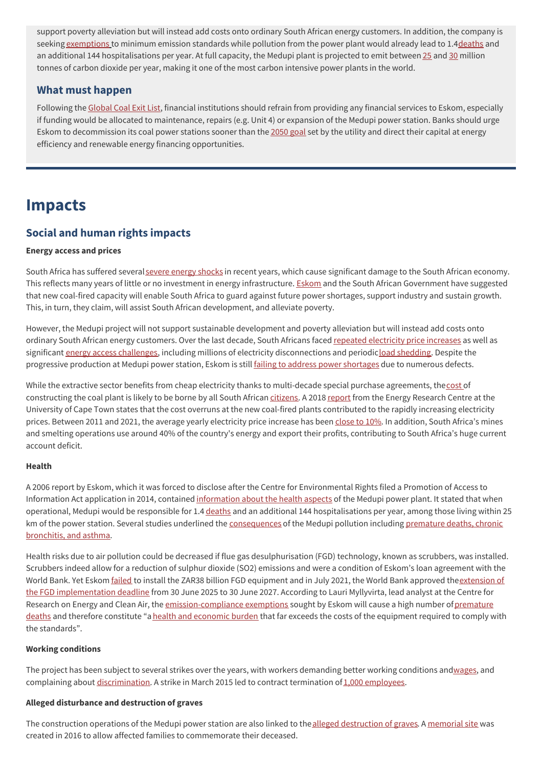support poverty alleviation but will instead add costs onto ordinary South African energy customers. In addition, the company is seeking exemptions to minimum emission standards while pollution from the power plant would already lead to 1.4 deaths and an additional 144 hospitalisations per year. At full capacity, the Medupi plant is projected to emit between 25 and 30 million tonnes of carbon dioxide per year, making it one of the most carbon intensive power plants in the world.

### What must happen

Following the Global Coal Exit List, financial institutions should refrain from providing any financial services to Eskom, especially if funding would be allocated to maintenance, repairs (e.g. Unit 4) or expansion of the Medupi power station. Banks should urge Eskom to decommission its coal power stations sooner than the 2050 goal set by the utility and direct their capital at energy efficiency and renewable energy financing opportunities.

# Impacts

## Social and human rights impacts

**Energy access and prices**

South Africa has suffered several severe energy shocks in recent years, which cause significant damage to the South African economy. This reflects many years of little or no investment in energy infrastructure. Eskom and the South African Government have suggested that new coal-fired capacity will enable South Africa to guard against future power shortages, support industry and sustain growth. This, in turn, they claim, will assist South African development, and alleviate poverty.

However, the Medupi project will not support sustainable development and poverty alleviation but will instead add costs onto ordinary South African energy customers. Over the last decade, South Africans faced repeated electricity price increases as well as significant energy access challenges, including millions of electricity disconnections and periodic load shedding. Despite the progressive production at Medupi power station, Eskom is still failing to address power shortages due to numerous defects.

While the extractive sector benefits from cheap electricity thanks to multi-decade special purchase agreements, the cost of constructing the coal plant is likely to be borne by all South African citizens. A 2018 report from the Energy Research Centre at the University of Cape Town states that the cost overruns at the new coal-fired plants contributed to the rapidly increasing electricity prices. Between 2011 and 2021, the average yearly electricity price increase has been close to 10%. In addition, South Africa's mines and smelting operations use around 40% of the country's energy and export their profits, contributing to South Africa's huge current account deficit.

**Health**

A 2006 report by Eskom, which it was forced to disclose after the Centre for Environmental Rights filed a Promotion of Access to Information Act application in 2014, contained information about the health aspects of the Medupi power plant. It stated that when operational, Medupi would be responsible for 1.4 deaths and an additional 144 hospitalisations per year, among those living within 25 km of the power station. Several studies underlined the consequences of the Medupi pollution including premature deaths, chronic bronchitis, and asthma.

Health risks due to air pollution could be decreased if flue gas desulphurisation (FGD) technology, known as scrubbers, was installed. Scrubbers indeed allow for a reduction of sulphur dioxide ($SO_2$) emissions and were a condition of Eskom's loan agreement with the World Bank. Yet Eskom failed to install the ZAR38 billion FGD equipment and in July 2021, the World Bank approved the extension of the FGD implementation deadline from 30 June 2025 to 30 June 2027. According to Lauri Myllyvirta, lead analyst at the Centre for Research on Energy and Clean Air, the emission-compliance exemptions sought by Eskom will cause a high number of premature deaths and therefore constitute "a health and economic burden that far exceeds the costs of the equipment required to comply with the standards".

**Working conditions**

The project has been subject to several strikes over the years, with workers demanding better working conditions and wages, and complaining about discrimination. A strike in March 2015 led to contract termination of 1,000 employees.

**Alleged disturbance and destruction of graves**

The construction operations of the Medupi power station are also linked to the alleged destruction of graves. A memorial site was created in 2016 to allow affected families to commemorate their deceased.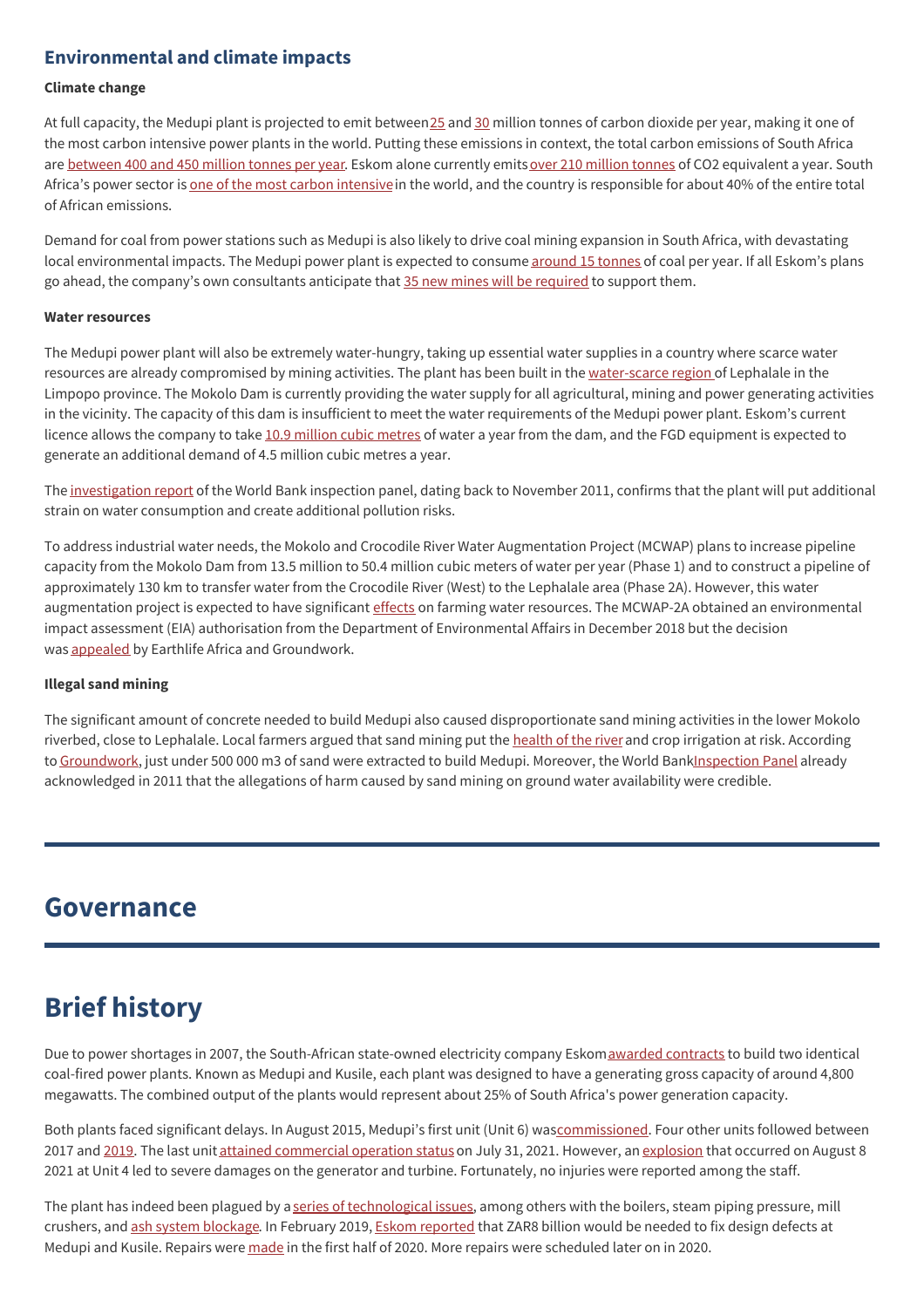### Environmental and climate impacts

**Climate change**

At full capacity, the Medupi plant is projected to emit between 25 and 30 million tonnes of carbon dioxide per year, making it one of the most carbon intensive power plants in the world. Putting these emissions in context, the total carbon emissions of South Africa are between 400 and 450 million tonnes per year. Eskom alone currently emits over 210 million tonnes of CO2 equivalent a year. South Africa's power sector is one of the most carbon intensive in the world, and the country is responsible for about 40% of the entire total of African emissions.

Demand for coal from power stations such as Medupi is also likely to drive coal mining expansion in South Africa, with devastating local environmental impacts. The Medupi power plant is expected to consume around 15 tonnes of coal per year. If all Eskom's plans go ahead, the company's own consultants anticipate that 35 new mines will be required to support them.

**Water resources**

The Medupi power plant will also be extremely water-hungry, taking up essential water supplies in a country where scarce water resources are already compromised by mining activities. The plant has been built in the water-scarce region of Lephalale in the Limpopo province. The Mokolo Dam is currently providing the water supply for all agricultural, mining and power generating activities in the vicinity. The capacity of this dam is insufficient to meet the water requirements of the Medupi power plant. Eskom's current licence allows the company to take 10.9 million cubic metres of water a year from the dam, and the FGD equipment is expected to generate an additional demand of 4.5 million cubic metres a year.

The investigation report of the World Bank inspection panel, dating back to November 2011, confirms that the plant will put additional strain on water consumption and create additional pollution risks.

To address industrial water needs, the Mokolo and Crocodile River Water Augmentation Project (MCWAP) plans to increase pipeline capacity from the Mokolo Dam from 13.5 million to 50.4 million cubic meters of water per year (Phase 1) and to construct a pipeline of approximately 130 km to transfer water from the Crocodile River (West) to the Lephalale area (Phase 2A). However, this water augmentation project is expected to have significant effects on farming water resources. The MCWAP-2A obtained an environmental impact assessment (EIA) authorisation from the Department of Environmental Affairs in December 2018 but the decision was appealed by Earthlife Africa and Groundwork.

**Illegal sand mining**

The significant amount of concrete needed to build Medupi also caused disproportionate sand mining activities in the lower Mokolo riverbed, close to Lephalale. Local farmers argued that sand mining put the health of the river and crop irrigation at risk. According to Groundwork, just under 500 000 m3 of sand were extracted to build Medupi. Moreover, the World Bank Inspection Panel already acknowledged in 2011 that the allegations of harm caused by sand mining on ground water availability were credible.

## Governance

## Brief history

Due to power shortages in 2007, the South-African state-owned electricity company Eskom awarded contracts to build two identical coal-fired power plants. Known as Medupi and Kusile, each plant was designed to have a generating gross capacity of around 4,800 megawatts. The combined output of the plants would represent about 25% of South Africa's power generation capacity.

Both plants faced significant delays. In August 2015, Medupi's first unit (Unit 6) was commissioned. Four other units followed between 2017 and 2019. The last unit attained commercial operation status on July 31, 2021. However, an explosion that occurred on August 8 2021 at Unit 4 led to severe damages on the generator and turbine. Fortunately, no injuries were reported among the staff.

The plant has indeed been plagued by a series of technological issues, among others with the boilers, steam piping pressure, mill crushers, and ash system blockage. In February 2019, Eskom reported that ZAR8 billion would be needed to fix design defects at Medupi and Kusile. Repairs were made in the first half of 2020. More repairs were scheduled later on in 2020.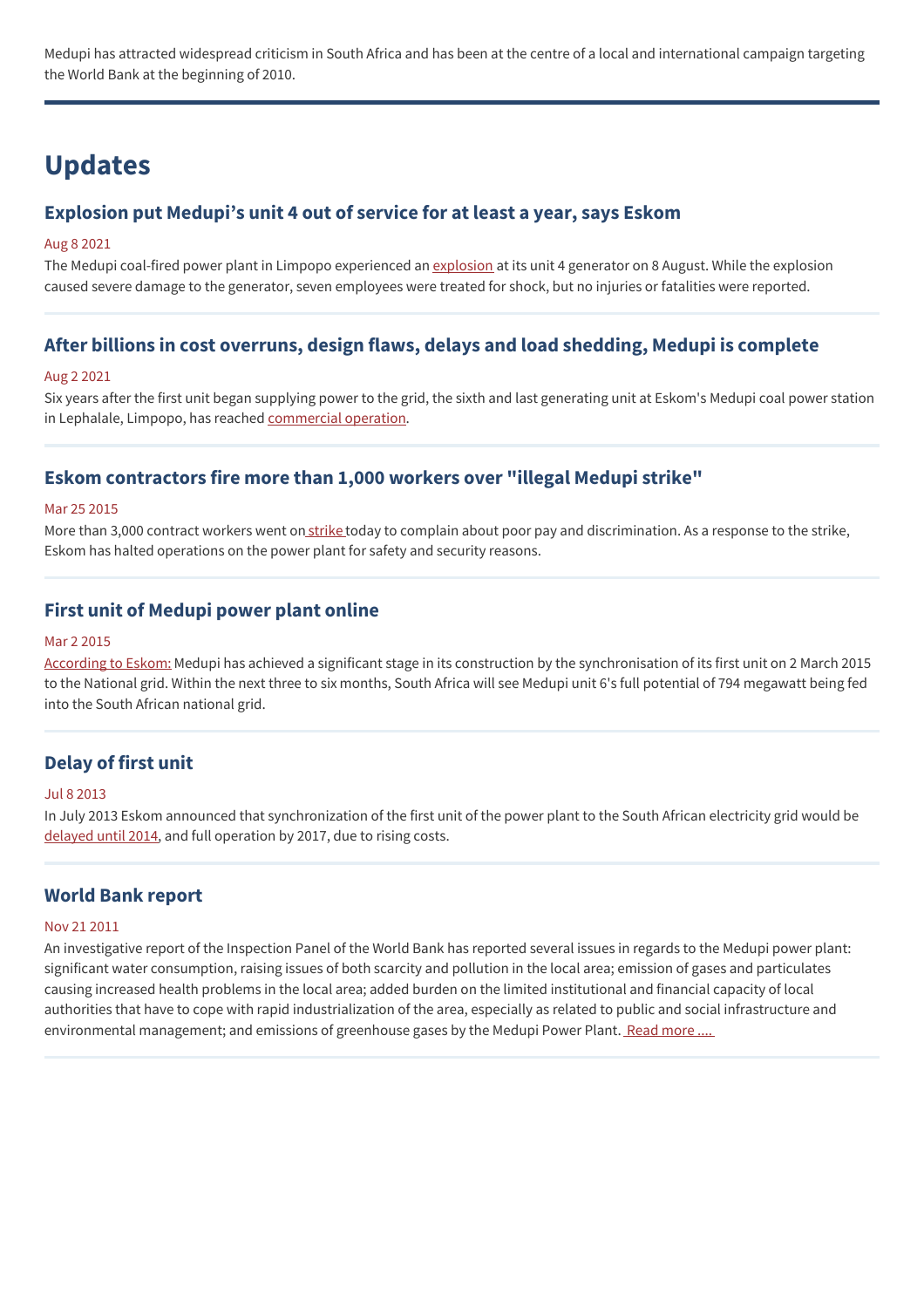Medupi has attracted widespread criticism in South Africa and has been at the centre of a local and international campaign targeting the World Bank at the beginning of 2010.

---

# Updates

## Explosion put Medupi’s unit 4 out of service for at least a year, says Eskom

Aug 8 2021

The Medupi coal-fired power plant in Limpopo experienced an explosion at its unit 4 generator on 8 August. While the explosion caused severe damage to the generator, seven employees were treated for shock, but no injuries or fatalities were reported.

---

## After billions in cost overruns, design flaws, delays and load shedding, Medupi is complete

Aug 2 2021

Six years after the first unit began supplying power to the grid, the sixth and last generating unit at Eskom's Medupi coal power station in Lephalale, Limpopo, has reached commercial operation.

---

## Eskom contractors fire more than 1,000 workers over "illegal Medupi strike"

Mar 25 2015

More than 3,000 contract workers went on strike today to complain about poor pay and discrimination. As a response to the strike, Eskom has halted operations on the power plant for safety and security reasons.

---

## First unit of Medupi power plant online

Mar 2 2015

According to Eskom: Medupi has achieved a significant stage in its construction by the synchronisation of its first unit on 2 March 2015 to the National grid. Within the next three to six months, South Africa will see Medupi unit 6's full potential of 794 megawatt being fed into the South African national grid.

---

## Delay of first unit

Jul 8 2013

In July 2013 Eskom announced that synchronization of the first unit of the power plant to the South African electricity grid would be delayed until 2014, and full operation by 2017, due to rising costs.

---

## World Bank report

Nov 21 2011

An investigative report of the Inspection Panel of the World Bank has reported several issues in regards to the Medupi power plant: significant water consumption, raising issues of both scarcity and pollution in the local area; emission of gases and particulates causing increased health problems in the local area; added burden on the limited institutional and financial capacity of local authorities that have to cope with rapid industrialization of the area, especially as related to public and social infrastructure and environmental management; and emissions of greenhouse gases by the Medupi Power Plant. Read more ....

---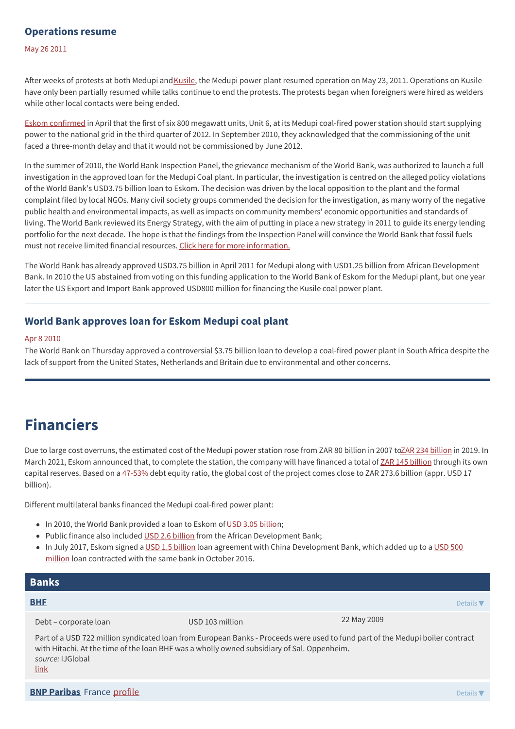### Operations resume

May 26 2011

After weeks of protests at both Medupi and Kusile, the Medupi power plant resumed operation on May 23, 2011. Operations on Kusile have only been partially resumed while talks continue to end the protests. The protests began when foreigners were hired as welders while other local contacts were being ended.

Eskom confirmed in April that the first of six 800 megawatt units, Unit 6, at its Medupi coal-fired power station should start supplying power to the national grid in the third quarter of 2012. In September 2010, they acknowledged that the commissioning of the unit faced a three-month delay and that it would not be commissioned by June 2012.

In the summer of 2010, the World Bank Inspection Panel, the grievance mechanism of the World Bank, was authorized to launch a full investigation in the approved loan for the Medupi Coal plant. In particular, the investigation is centred on the alleged policy violations of the World Bank's USD3.75 billion loan to Eskom. The decision was driven by the local opposition to the plant and the formal complaint filed by local NGOs. Many civil society groups commended the decision for the investigation, as many worry of the negative public health and environmental impacts, as well as impacts on community members' economic opportunities and standards of living. The World Bank reviewed its Energy Strategy, with the aim of putting in place a new strategy in 2011 to guide its energy lending portfolio for the next decade. The hope is that the findings from the Inspection Panel will convince the World Bank that fossil fuels must not receive limited financial resources. Click here for more information.

The World Bank has already approved USD3.75 billion in April 2011 for Medupi along with USD1.25 billion from African Development Bank. In 2010 the US abstained from voting on this funding application to the World Bank of Eskom for the Medupi plant, but one year later the US Export and Import Bank approved USD800 million for financing the Kusile coal power plant.

### World Bank approves loan for Eskom Medupi coal plant

Apr 8 2010

The World Bank on Thursday approved a controversial $3.75 billion loan to develop a coal-fired power plant in South Africa despite the lack of support from the United States, Netherlands and Britain due to environmental and other concerns.

## Financiers

Due to large cost overruns, the estimated cost of the Medupi power station rose from ZAR 80 billion in 2007 to ZAR 234 billion in 2019. In March 2021, Eskom announced that, to complete the station, the company will have financed a total of ZAR 145 billion through its own capital reserves. Based on a 47-53% debt equity ratio, the global cost of the project comes close to ZAR 273.6 billion (appr. USD 17 billion).

Different multilateral banks financed the Medupi coal-fired power plant:

- In 2010, the World Bank provided a loan to Eskom of USD 3.05 billion;
- Public finance also included USD 2.6 billion from the African Development Bank;
- In July 2017, Eskom signed a USD 1.5 billion loan agreement with China Development Bank, which added up to a USD 500 million loan contracted with the same bank in October 2016.

### Banks

**BHF** — Details ▼

| Debt – corporate loan | USD 103 million | 22 May 2009 |
|---|---|---|

Part of a USD 722 million syndicated loan from European Banks - Proceeds were used to fund part of the Medupi boiler contract with Hitachi. At the time of the loan BHF was a wholly owned subsidiary of Sal. Oppenheim.
*source:* IJGlobal
link

**BNP Paribas** France profile — Details ▼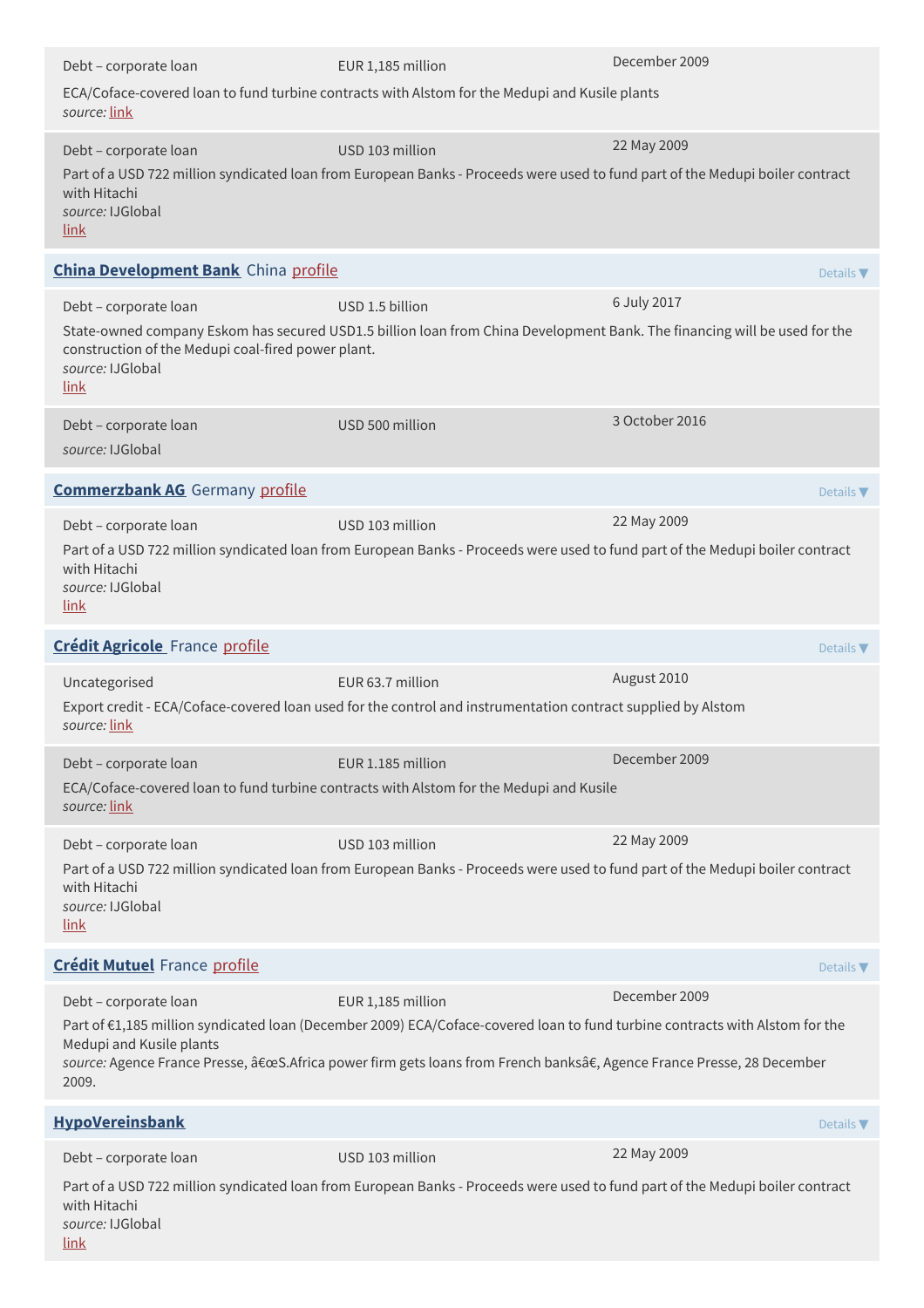Debt – corporate loan | EUR 1,185 million | December 2009

ECA/Coface-covered loan to fund turbine contracts with Alstom for the Medupi and Kusile plants
*source:* link

Debt – corporate loan | USD 103 million | 22 May 2009

Part of a USD 722 million syndicated loan from European Banks - Proceeds were used to fund part of the Medupi boiler contract with Hitachi
*source:* IJGlobal
link

## **China Development Bank** China profile

Details ▼

Debt – corporate loan | USD 1.5 billion | 6 July 2017

State-owned company Eskom has secured USD1.5 billion loan from China Development Bank. The financing will be used for the construction of the Medupi coal-fired power plant.
*source:* IJGlobal
link

Debt – corporate loan | USD 500 million | 3 October 2016

*source:* IJGlobal

## **Commerzbank AG** Germany profile

Details ▼

Debt – corporate loan | USD 103 million | 22 May 2009

Part of a USD 722 million syndicated loan from European Banks - Proceeds were used to fund part of the Medupi boiler contract with Hitachi
*source:* IJGlobal
link

## **Crédit Agricole** France profile

Details ▼

Uncategorised | EUR 63.7 million | August 2010

Export credit - ECA/Coface-covered loan used for the control and instrumentation contract supplied by Alstom
*source:* link

Debt – corporate loan | EUR 1.185 million | December 2009

ECA/Coface-covered loan to fund turbine contracts with Alstom for the Medupi and Kusile
*source:* link

Debt – corporate loan | USD 103 million | 22 May 2009

Part of a USD 722 million syndicated loan from European Banks - Proceeds were used to fund part of the Medupi boiler contract with Hitachi
*source:* IJGlobal
link

## **Crédit Mutuel** France profile

Details ▼

Debt – corporate loan | EUR 1,185 million | December 2009

Part of €1,185 million syndicated loan (December 2009) ECA/Coface-covered loan to fund turbine contracts with Alstom for the Medupi and Kusile plants
*source:* Agence France Presse, â€œS.Africa power firm gets loans from French banksâ€, Agence France Presse, 28 December 2009.

## **HypoVereinsbank**

Details ▼

Debt – corporate loan | USD 103 million | 22 May 2009

Part of a USD 722 million syndicated loan from European Banks - Proceeds were used to fund part of the Medupi boiler contract with Hitachi
*source:* IJGlobal
link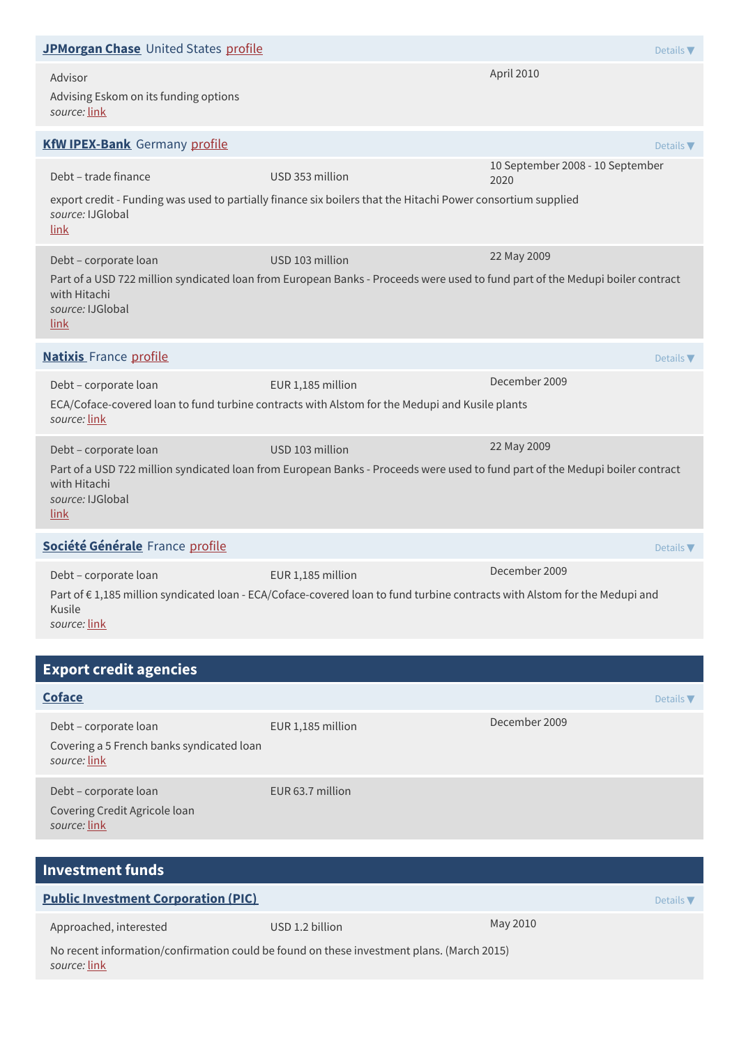**JPMorgan Chase** United States profile

Details ▼

Advisor

April 2010

Advising Eskom on its funding options

*source:* link

**KfW IPEX-Bank** Germany profile

Details ▼

Debt – trade finance | USD 353 million | 10 September 2008 - 10 September 2020

export credit - Funding was used to partially finance six boilers that the Hitachi Power consortium supplied

*source:* IJGlobal

link

Debt – corporate loan | USD 103 million | 22 May 2009

Part of a USD 722 million syndicated loan from European Banks - Proceeds were used to fund part of the Medupi boiler contract with Hitachi

*source:* IJGlobal

link

**Natixis** France profile

Details ▼

Debt – corporate loan | EUR 1,185 million | December 2009

ECA/Coface-covered loan to fund turbine contracts with Alstom for the Medupi and Kusile plants

*source:* link

Debt – corporate loan | USD 103 million | 22 May 2009

Part of a USD 722 million syndicated loan from European Banks - Proceeds were used to fund part of the Medupi boiler contract with Hitachi

*source:* IJGlobal

link

**Société Générale** France profile

Details ▼

Debt – corporate loan | EUR 1,185 million | December 2009

Part of € 1,185 million syndicated loan - ECA/Coface-covered loan to fund turbine contracts with Alstom for the Medupi and Kusile

*source:* link

## Export credit agencies

**Coface**

Details ▼

Debt – corporate loan | EUR 1,185 million | December 2009

Covering a 5 French banks syndicated loan

*source:* link

Debt – corporate loan | EUR 63.7 million

Covering Credit Agricole loan

*source:* link

## Investment funds

**Public Investment Corporation (PIC)**

Details ▼

Approached, interested | USD 1.2 billion | May 2010

No recent information/confirmation could be found on these investment plans. (March 2015)

*source:* link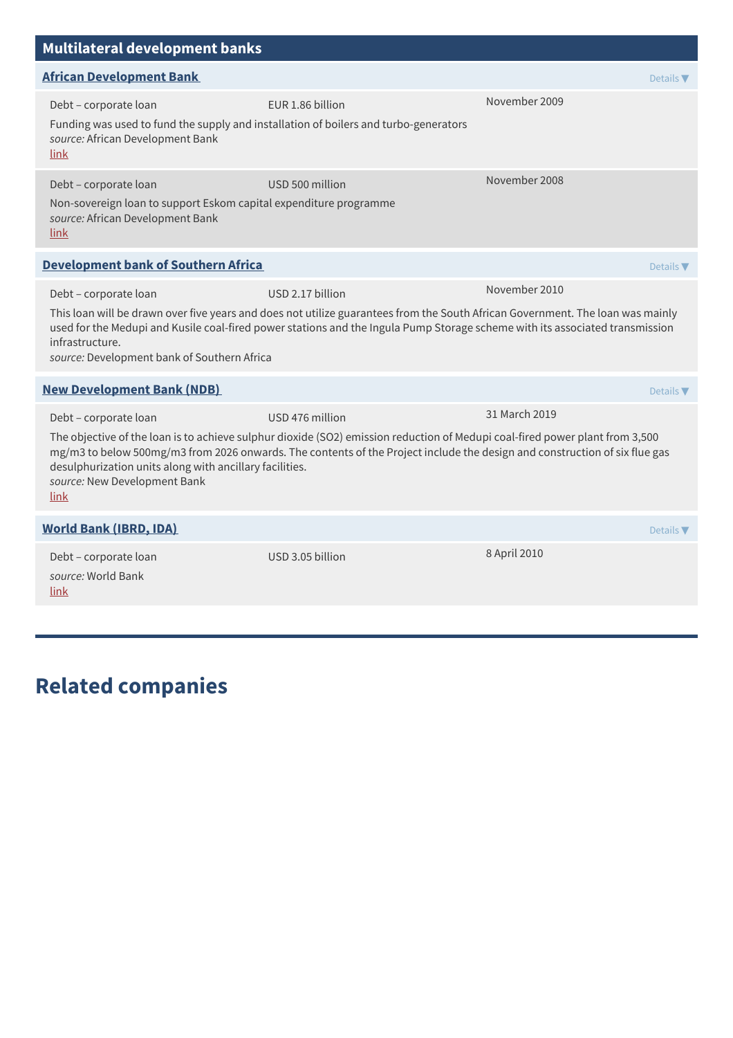## Multilateral development banks

### African Development Bank

Details ▼

Debt – corporate loan | EUR 1.86 billion | November 2009

Funding was used to fund the supply and installation of boilers and turbo-generators
*source:* African Development Bank
link

Debt – corporate loan | USD 500 million | November 2008

Non-sovereign loan to support Eskom capital expenditure programme
*source:* African Development Bank
link

### Development bank of Southern Africa

Details ▼

Debt – corporate loan | USD 2.17 billion | November 2010

This loan will be drawn over five years and does not utilize guarantees from the South African Government. The loan was mainly used for the Medupi and Kusile coal-fired power stations and the Ingula Pump Storage scheme with its associated transmission infrastructure.
*source:* Development bank of Southern Africa

### New Development Bank (NDB)

Details ▼

Debt – corporate loan | USD 476 million | 31 March 2019

The objective of the loan is to achieve sulphur dioxide ($SO_2$) emission reduction of Medupi coal-fired power plant from 3,500 mg/m3 to below 500mg/m3 from 2026 onwards. The contents of the Project include the design and construction of six flue gas desulphurization units along with ancillary facilities.
*source:* New Development Bank
link

### World Bank (IBRD, IDA)

Details ▼

Debt – corporate loan | USD 3.05 billion | 8 April 2010

*source:* World Bank
link

# Related companies